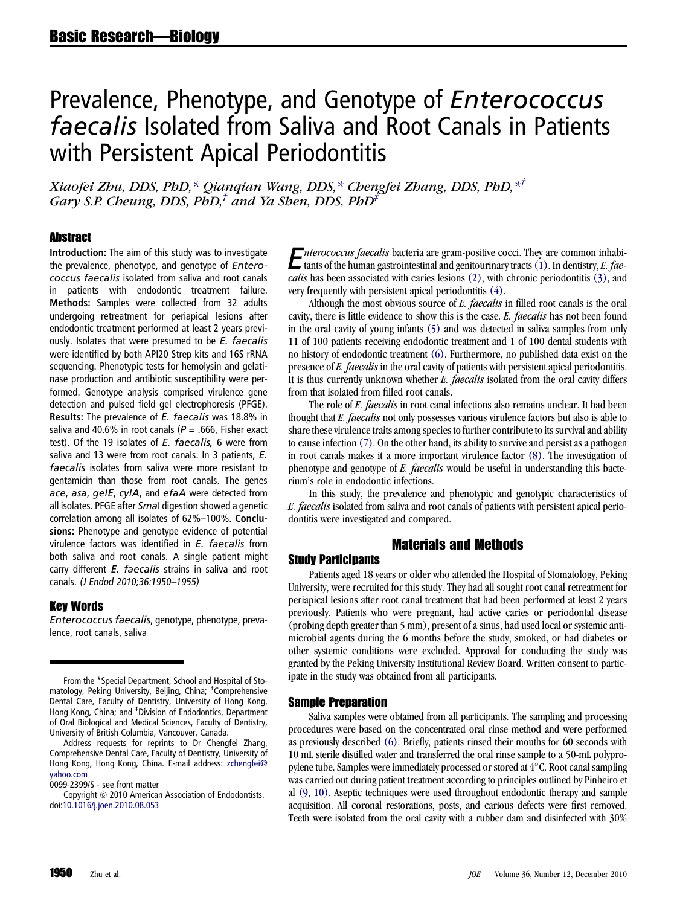# Prevalence, Phenotype, and Genotype of *Enterococcus faecalis* Isolated from Saliva and Root Canals in Patients with Persistent Apical Periodontitis

*Xiaofei Zhu, DDS, PhD,\* Qianqian Wang, DDS,\* Chengfei Zhang, DDS, PhD,\*[†] Gary S.P. Cheung, DDS, PhD,[†] and Ya Shen, DDS, PhD[‡]*

## Abstract

**Introduction:** The aim of this study was to investigate the prevalence, phenotype, and genotype of *Enterococcus faecalis* isolated from saliva and root canals in patients with endodontic treatment failure. **Methods:** Samples were collected from 32 adults undergoing retreatment for periapical lesions after endodontic treatment performed at least 2 years previously. Isolates that were presumed to be *E. faecalis* were identified by both API20 Strep kits and 16S rRNA sequencing. Phenotypic tests for hemolysin and gelatinase production and antibiotic susceptibility were performed. Genotype analysis comprised virulence gene detection and pulsed field gel electrophoresis (PFGE). **Results:** The prevalence of *E. faecalis* was 18.8% in saliva and 40.6% in root canals ($P$ = .666, Fisher exact test). Of the 19 isolates of *E. faecalis,* 6 were from saliva and 13 were from root canals. In 3 patients, *E. faecalis* isolates from saliva were more resistant to gentamicin than those from root canals. The genes *ace*, *asa*, *gelE*, *cylA*, and *efaA* were detected from all isolates. PFGE after *Sma*I digestion showed a genetic correlation among all isolates of 62%–100%. **Conclusions:** Phenotype and genotype evidence of potential virulence factors was identified in *E. faecalis* from both saliva and root canals. A single patient might carry different *E. faecalis* strains in saliva and root canals. *(J Endod 2010;36:1950–1955)*

## Key Words

*Enterococcus faecalis*, genotype, phenotype, prevalence, root canals, saliva

From the \*Special Department, School and Hospital of Stomatology, Peking University, Beijing, China; [†]Comprehensive Dental Care, Faculty of Dentistry, University of Hong Kong, Hong Kong, China; and [‡]Division of Endodontics, Department of Oral Biological and Medical Sciences, Faculty of Dentistry, University of British Columbia, Vancouver, Canada.

Address requests for reprints to Dr Chengfei Zhang, Comprehensive Dental Care, Faculty of Dentistry, University of Hong Kong, Hong Kong, China. E-mail address: zchengfei@yahoo.com

0099-2399/$ - see front matter

Copyright © 2010 American Association of Endodontists. doi:10.1016/j.joen.2010.08.053

*Enterococcus faecalis* bacteria are gram-positive cocci. They are common inhabitants of the human gastrointestinal and genitourinary tracts (1). In dentistry, *E. faecalis* has been associated with caries lesions (2), with chronic periodontitis (3), and very frequently with persistent apical periodontitis (4).

Although the most obvious source of *E. faecalis* in filled root canals is the oral cavity, there is little evidence to show this is the case. *E. faecalis* has not been found in the oral cavity of young infants (5) and was detected in saliva samples from only 11 of 100 patients receiving endodontic treatment and 1 of 100 dental students with no history of endodontic treatment (6). Furthermore, no published data exist on the presence of *E. faecalis* in the oral cavity of patients with persistent apical periodontitis. It is thus currently unknown whether *E. faecalis* isolated from the oral cavity differs from that isolated from filled root canals.

The role of *E. faecalis* in root canal infections also remains unclear. It had been thought that *E. faecalis* not only possesses various virulence factors but also is able to share these virulence traits among species to further contribute to its survival and ability to cause infection (7). On the other hand, its ability to survive and persist as a pathogen in root canals makes it a more important virulence factor (8). The investigation of phenotype and genotype of *E. faecalis* would be useful in understanding this bacterium's role in endodontic infections.

In this study, the prevalence and phenotypic and genotypic characteristics of *E. faecalis* isolated from saliva and root canals of patients with persistent apical periodontitis were investigated and compared.

## Materials and Methods

### Study Participants

Patients aged 18 years or older who attended the Hospital of Stomatology, Peking University, were recruited for this study. They had all sought root canal retreatment for periapical lesions after root canal treatment that had been performed at least 2 years previously. Patients who were pregnant, had active caries or periodontal disease (probing depth greater than 5 mm), present of a sinus, had used local or systemic antimicrobial agents during the 6 months before the study, smoked, or had diabetes or other systemic conditions were excluded. Approval for conducting the study was granted by the Peking University Institutional Review Board. Written consent to participate in the study was obtained from all participants.

### Sample Preparation

Saliva samples were obtained from all participants. The sampling and processing procedures were based on the concentrated oral rinse method and were performed as previously described (6). Briefly, patients rinsed their mouths for 60 seconds with 10 mL sterile distilled water and transferred the oral rinse sample to a 50-mL polypropylene tube. Samples were immediately processed or stored at 4°C. Root canal sampling was carried out during patient treatment according to principles outlined by Pinheiro et al (9, 10). Aseptic techniques were used throughout endodontic therapy and sample acquisition. All coronal restorations, posts, and carious defects were first removed. Teeth were isolated from the oral cavity with a rubber dam and disinfected with 30%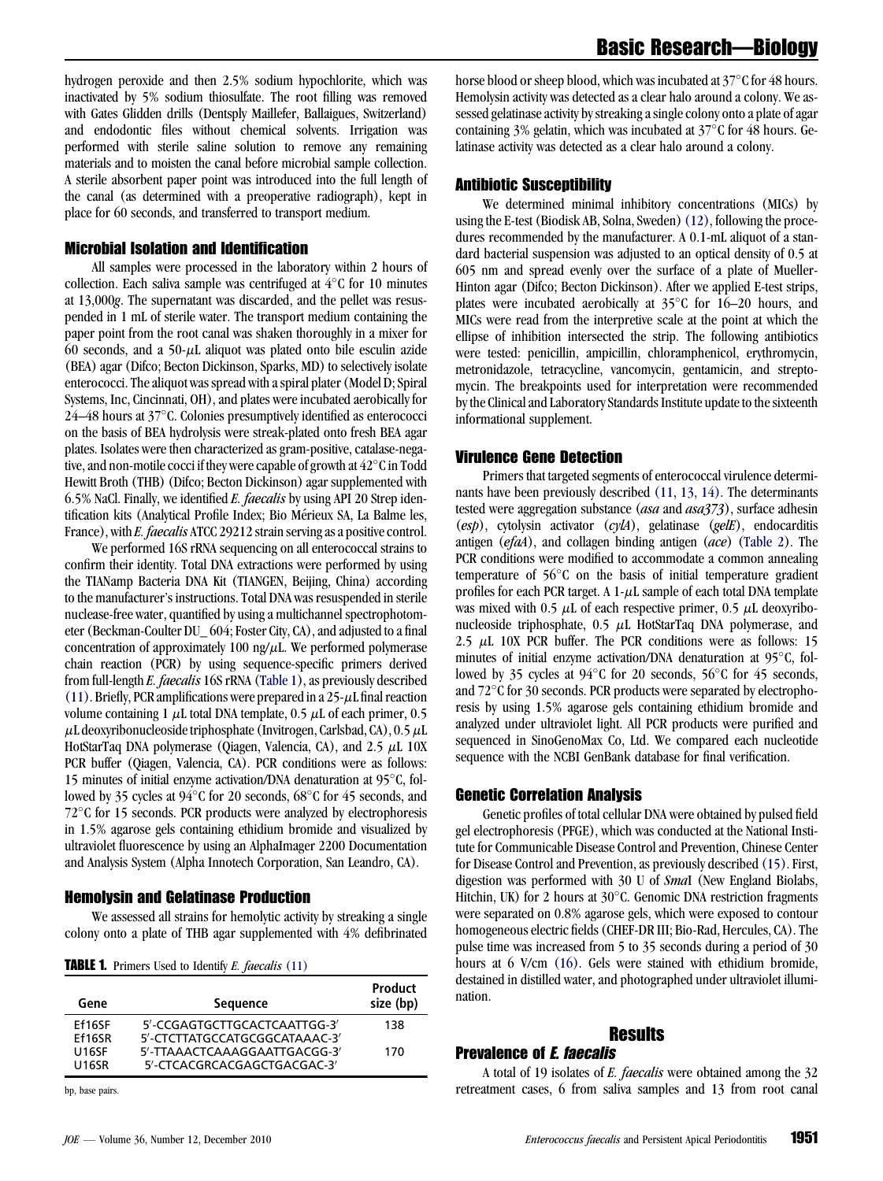hydrogen peroxide and then 2.5% sodium hypochlorite, which was inactivated by 5% sodium thiosulfate. The root filling was removed with Gates Glidden drills (Dentsply Maillefer, Ballaigues, Switzerland) and endodontic files without chemical solvents. Irrigation was performed with sterile saline solution to remove any remaining materials and to moisten the canal before microbial sample collection. A sterile absorbent paper point was introduced into the full length of the canal (as determined with a preoperative radiograph), kept in place for 60 seconds, and transferred to transport medium.

## Microbial Isolation and Identification

All samples were processed in the laboratory within 2 hours of collection. Each saliva sample was centrifuged at 4°C for 10 minutes at 13,000*g*. The supernatant was discarded, and the pellet was resuspended in 1 mL of sterile water. The transport medium containing the paper point from the root canal was shaken thoroughly in a mixer for 60 seconds, and a 50-$\mu$L aliquot was plated onto bile esculin azide (BEA) agar (Difco; Becton Dickinson, Sparks, MD) to selectively isolate enterococci. The aliquot was spread with a spiral plater (Model D; Spiral Systems, Inc, Cincinnati, OH), and plates were incubated aerobically for 24–48 hours at 37°C. Colonies presumptively identified as enterococci on the basis of BEA hydrolysis were streak-plated onto fresh BEA agar plates. Isolates were then characterized as gram-positive, catalase-negative, and non-motile cocci if they were capable of growth at 42°C in Todd Hewitt Broth (THB) (Difco; Becton Dickinson) agar supplemented with 6.5% NaCl. Finally, we identified *E. faecalis* by using API 20 Strep identification kits (Analytical Profile Index; Bio Mérieux SA, La Balme les, France), with *E. faecalis* ATCC 29212 strain serving as a positive control.

We performed 16S rRNA sequencing on all enterococcal strains to confirm their identity. Total DNA extractions were performed by using the TIANamp Bacteria DNA Kit (TIANGEN, Beijing, China) according to the manufacturer's instructions. Total DNA was resuspended in sterile nuclease-free water, quantified by using a multichannel spectrophotometer (Beckman-Coulter DU_604; Foster City, CA), and adjusted to a final concentration of approximately 100 ng/$\mu$L. We performed polymerase chain reaction (PCR) by using sequence-specific primers derived from full-length *E. faecalis* 16S rRNA (Table 1), as previously described (11). Briefly, PCR amplifications were prepared in a 25-$\mu$L final reaction volume containing 1 $\mu$L total DNA template, 0.5 $\mu$L of each primer, 0.5 $\mu$L deoxyribonucleoside triphosphate (Invitrogen, Carlsbad, CA), 0.5 $\mu$L HotStarTaq DNA polymerase (Qiagen, Valencia, CA), and 2.5 $\mu$L 10X PCR buffer (Qiagen, Valencia, CA). PCR conditions were as follows: 15 minutes of initial enzyme activation/DNA denaturation at 95°C, followed by 35 cycles at 94°C for 20 seconds, 68°C for 45 seconds, and 72°C for 15 seconds. PCR products were analyzed by electrophoresis in 1.5% agarose gels containing ethidium bromide and visualized by ultraviolet fluorescence by using an AlphaImager 2200 Documentation and Analysis System (Alpha Innotech Corporation, San Leandro, CA).

## Hemolysin and Gelatinase Production

We assessed all strains for hemolytic activity by streaking a single colony onto a plate of THB agar supplemented with 4% defibrinated horse blood or sheep blood, which was incubated at 37°C for 48 hours. Hemolysin activity was detected as a clear halo around a colony. We assessed gelatinase activity by streaking a single colony onto a plate of agar containing 3% gelatin, which was incubated at 37°C for 48 hours. Gelatinase activity was detected as a clear halo around a colony.

**TABLE 1.** Primers Used to Identify *E. faecalis* (11)

| Gene | Sequence | Product size (bp) |
|---|---|---|
| Ef16SF | 5′-CCGAGTGCTTGCACTCAATTGG-3′ | 138 |
| Ef16SR | 5′-CTCTTATGCCATGCGGCATAAAC-3′ | |
| U16SF | 5′-TTAAACTCAAAGGAATTGACGG-3′ | 170 |
| U16SR | 5′-CTCACGRCACGAGCTGACGAC-3′ | |

bp, base pairs.

## Antibiotic Susceptibility

We determined minimal inhibitory concentrations (MICs) by using the E-test (Biodisk AB, Solna, Sweden) (12), following the procedures recommended by the manufacturer. A 0.1-mL aliquot of a standard bacterial suspension was adjusted to an optical density of 0.5 at 605 nm and spread evenly over the surface of a plate of Mueller-Hinton agar (Difco; Becton Dickinson). After we applied E-test strips, plates were incubated aerobically at 35°C for 16–20 hours, and MICs were read from the interpretive scale at the point at which the ellipse of inhibition intersected the strip. The following antibiotics were tested: penicillin, ampicillin, chloramphenicol, erythromycin, metronidazole, tetracycline, vancomycin, gentamicin, and streptomycin. The breakpoints used for interpretation were recommended by the Clinical and Laboratory Standards Institute update to the sixteenth informational supplement.

## Virulence Gene Detection

Primers that targeted segments of enterococcal virulence determinants have been previously described (11, 13, 14). The determinants tested were aggregation substance (*asa* and *asa373*), surface adhesin (*esp*), cytolysin activator (*cylA*), gelatinase (*gelE*), endocarditis antigen (*efaA*), and collagen binding antigen (*ace*) (Table 2). The PCR conditions were modified to accommodate a common annealing temperature of 56°C on the basis of initial temperature gradient profiles for each PCR target. A 1-$\mu$L sample of each total DNA template was mixed with 0.5 $\mu$L of each respective primer, 0.5 $\mu$L deoxyribonucleoside triphosphate, 0.5 $\mu$L HotStarTaq DNA polymerase, and 2.5 $\mu$L 10X PCR buffer. The PCR conditions were as follows: 15 minutes of initial enzyme activation/DNA denaturation at 95°C, followed by 35 cycles at 94°C for 20 seconds, 56°C for 45 seconds, and 72°C for 30 seconds. PCR products were separated by electrophoresis by using 1.5% agarose gels containing ethidium bromide and analyzed under ultraviolet light. All PCR products were purified and sequenced in SinoGenoMax Co, Ltd. We compared each nucleotide sequence with the NCBI GenBank database for final verification.

## Genetic Correlation Analysis

Genetic profiles of total cellular DNA were obtained by pulsed field gel electrophoresis (PFGE), which was conducted at the National Institute for Communicable Disease Control and Prevention, Chinese Center for Disease Control and Prevention, as previously described (15). First, digestion was performed with 30 U of *Sma*I (New England Biolabs, Hitchin, UK) for 2 hours at 30°C. Genomic DNA restriction fragments were separated on 0.8% agarose gels, which were exposed to contour homogeneous electric fields (CHEF-DR III; Bio-Rad, Hercules, CA). The pulse time was increased from 5 to 35 seconds during a period of 30 hours at 6 V/cm (16). Gels were stained with ethidium bromide, destained in distilled water, and photographed under ultraviolet illumination.

# Results

## Prevalence of *E. faecalis*

A total of 19 isolates of *E. faecalis* were obtained among the 32 retreatment cases, 6 from saliva samples and 13 from root canal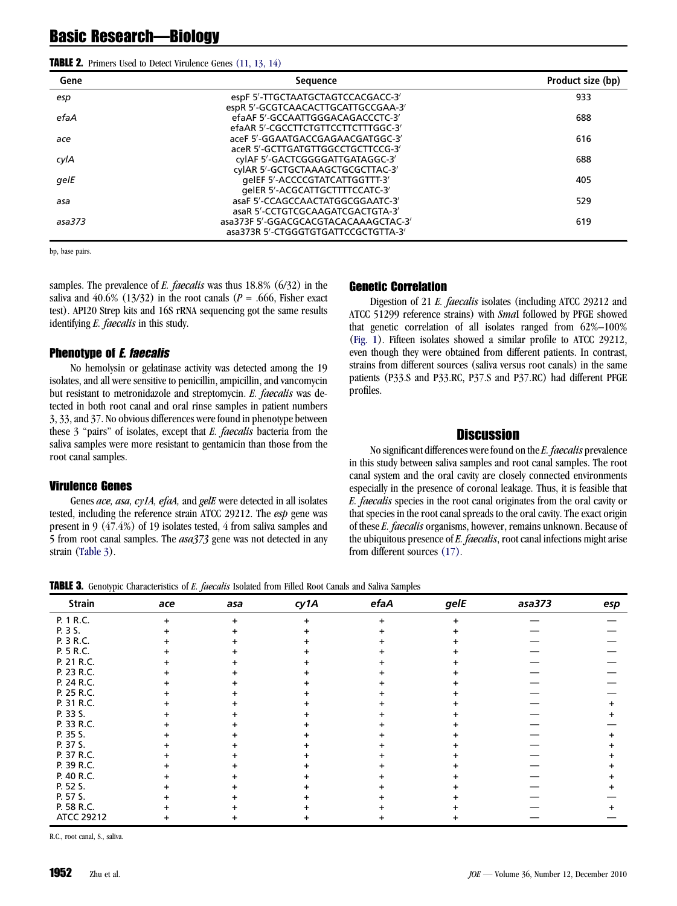**TABLE 2.** Primers Used to Detect Virulence Genes (11, 13, 14)

| Gene | Sequence | Product size (bp) |
|---|---|---|
| *esp* | espF 5′-TTGCTAATGCTAGTCCACGACC-3′<br>espR 5′-GCGTCAACACTTGCATTGCCGAA-3′ | 933 |
| *efaA* | efaAF 5′-GCCAATTGGGACAGACCCTC-3′<br>efaAR 5′-CGCCTTCTGTTCCTTCTTTGGC-3′ | 688 |
| *ace* | aceF 5′-GGAATGACCGAGAACGATGGC-3′<br>aceR 5′-GCTTGATGTTGGCCTGCTTCCG-3′ | 616 |
| *cylA* | cylAF 5′-GACTCGGGGATTGATAGGC-3′<br>cylAR 5′-GCTGCTAAAGCTGCGCTTAC-3′ | 688 |
| *gelE* | gelEF 5′-ACCCCGTATCATTGGTTT-3′<br>gelER 5′-ACGCATTGCTTTTCCATC-3′ | 405 |
| *asa* | asaF 5′-CCAGCCAACTATGGCGGAATC-3′<br>asaR 5′-CCTGTCGCAAGATCGACTGTA-3′ | 529 |
| *asa373* | asa373F 5′-GGACGCACGTACACAAAGCTAC-3′<br>asa373R 5′-CTGGGTGTGATTCCGCTGTTA-3′ | 619 |

bp, base pairs.

samples. The prevalence of *E. faecalis* was thus 18.8% (6/32) in the saliva and 40.6% (13/32) in the root canals ($P$ = .666, Fisher exact test). API20 Strep kits and 16S rRNA sequencing got the same results identifying *E. faecalis* in this study.

### Phenotype of *E. faecalis*

No hemolysin or gelatinase activity was detected among the 19 isolates, and all were sensitive to penicillin, ampicillin, and vancomycin but resistant to metronidazole and streptomycin. *E. faecalis* was detected in both root canal and oral rinse samples in patient numbers 3, 33, and 37. No obvious differences were found in phenotype between these 3 "pairs" of isolates, except that *E. faecalis* bacteria from the saliva samples were more resistant to gentamicin than those from the root canal samples.

### Virulence Genes

Genes *ace, asa, cy1A, efaA,* and *gelE* were detected in all isolates tested, including the reference strain ATCC 29212. The *esp* gene was present in 9 (47.4%) of 19 isolates tested, 4 from saliva samples and 5 from root canal samples. The *asa373* gene was not detected in any strain (Table 3).

### Genetic Correlation

Digestion of 21 *E. faecalis* isolates (including ATCC 29212 and ATCC 51299 reference strains) with *Sma*I followed by PFGE showed that genetic correlation of all isolates ranged from 62%–100% (Fig. 1). Fifteen isolates showed a similar profile to ATCC 29212, even though they were obtained from different patients. In contrast, strains from different sources (saliva versus root canals) in the same patients (P33.S and P33.RC, P37.S and P37.RC) had different PFGE profiles.

## Discussion

No significant differences were found on the *E. faecalis* prevalence in this study between saliva samples and root canal samples. The root canal system and the oral cavity are closely connected environments especially in the presence of coronal leakage. Thus, it is feasible that *E. faecalis* species in the root canal originates from the oral cavity or that species in the root canal spreads to the oral cavity. The exact origin of these *E. faecalis* organisms, however, remains unknown. Because of the ubiquitous presence of *E. faecalis*, root canal infections might arise from different sources (17).

**TABLE 3.** Genotypic Characteristics of *E. faecalis* Isolated from Filled Root Canals and Saliva Samples

| Strain | *ace* | *asa* | *cy1A* | *efaA* | *gelE* | *asa373* | *esp* |
|---|---|---|---|---|---|---|---|
| P. 1 R.C. | + | + | + | + | + | — | — |
| P. 3 S. | + | + | + | + | + | — | — |
| P. 3 R.C. | + | + | + | + | + | — | — |
| P. 5 R.C. | + | + | + | + | + | — | — |
| P. 21 R.C. | + | + | + | + | + | — | — |
| P. 23 R.C. | + | + | + | + | + | — | — |
| P. 24 R.C. | + | + | + | + | + | — | — |
| P. 25 R.C. | + | + | + | + | + | — | — |
| P. 31 R.C. | + | + | + | + | + | — | + |
| P. 33 S. | + | + | + | + | + | — | + |
| P. 33 R.C. | + | + | + | + | + | — | — |
| P. 35 S. | + | + | + | + | + | — | + |
| P. 37 S. | + | + | + | + | + | — | + |
| P. 37 R.C. | + | + | + | + | + | — | + |
| P. 39 R.C. | + | + | + | + | + | — | + |
| P. 40 R.C. | + | + | + | + | + | — | + |
| P. 52 S. | + | + | + | + | + | — | + |
| P. 57 S. | + | + | + | + | + | — | — |
| P. 58 R.C. | + | + | + | + | + | — | + |
| ATCC 29212 | + | + | + | + | + | — | — |

R.C., root canal, S., saliva.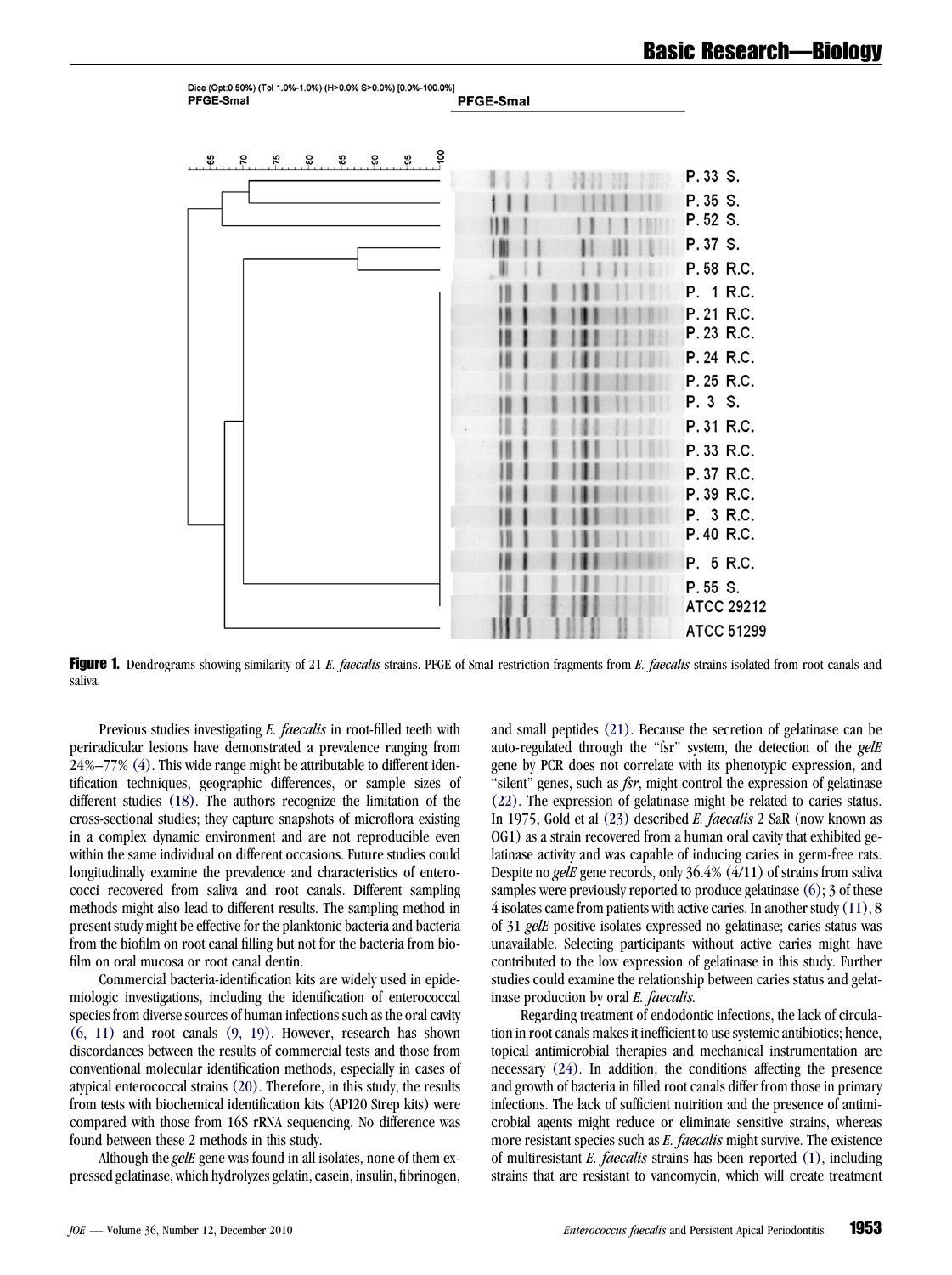**Figure 1.** Dendrograms showing similarity of 21 *E. faecalis* strains. PFGE of SmaI restriction fragments from *E. faecalis* strains isolated from root canals and saliva.

Previous studies investigating *E. faecalis* in root-filled teeth with periradicular lesions have demonstrated a prevalence ranging from 24%–77% (4). This wide range might be attributable to different identification techniques, geographic differences, or sample sizes of different studies (18). The authors recognize the limitation of the cross-sectional studies; they capture snapshots of microflora existing in a complex dynamic environment and are not reproducible even within the same individual on different occasions. Future studies could longitudinally examine the prevalence and characteristics of enterococci recovered from saliva and root canals. Different sampling methods might also lead to different results. The sampling method in present study might be effective for the planktonic bacteria and bacteria from the biofilm on root canal filling but not for the bacteria from biofilm on oral mucosa or root canal dentin.

Commercial bacteria-identification kits are widely used in epidemiologic investigations, including the identification of enterococcal species from diverse sources of human infections such as the oral cavity (6, 11) and root canals (9, 19). However, research has shown discordances between the results of commercial tests and those from conventional molecular identification methods, especially in cases of atypical enterococcal strains (20). Therefore, in this study, the results from tests with biochemical identification kits (API20 Strep kits) were compared with those from 16S rRNA sequencing. No difference was found between these 2 methods in this study.

Although the *gelE* gene was found in all isolates, none of them expressed gelatinase, which hydrolyzes gelatin, casein, insulin, fibrinogen, and small peptides (21). Because the secretion of gelatinase can be auto-regulated through the "fsr" system, the detection of the *gelE* gene by PCR does not correlate with its phenotypic expression, and "silent" genes, such as *fsr*, might control the expression of gelatinase (22). The expression of gelatinase might be related to caries status. In 1975, Gold et al (23) described *E. faecalis* 2 SaR (now known as OG1) as a strain recovered from a human oral cavity that exhibited gelatinase activity and was capable of inducing caries in germ-free rats. Despite no *gelE* gene records, only 36.4% (4/11) of strains from saliva samples were previously reported to produce gelatinase (6); 3 of these 4 isolates came from patients with active caries. In another study (11), 8 of 31 *gelE* positive isolates expressed no gelatinase; caries status was unavailable. Selecting participants without active caries might have contributed to the low expression of gelatinase in this study. Further studies could examine the relationship between caries status and gelatinase production by oral *E. faecalis.*

Regarding treatment of endodontic infections, the lack of circulation in root canals makes it inefficient to use systemic antibiotics; hence, topical antimicrobial therapies and mechanical instrumentation are necessary (24). In addition, the conditions affecting the presence and growth of bacteria in filled root canals differ from those in primary infections. The lack of sufficient nutrition and the presence of antimicrobial agents might reduce or eliminate sensitive strains, whereas more resistant species such as *E. faecalis* might survive. The existence of multiresistant *E. faecalis* strains has been reported (1), including strains that are resistant to vancomycin, which will create treatment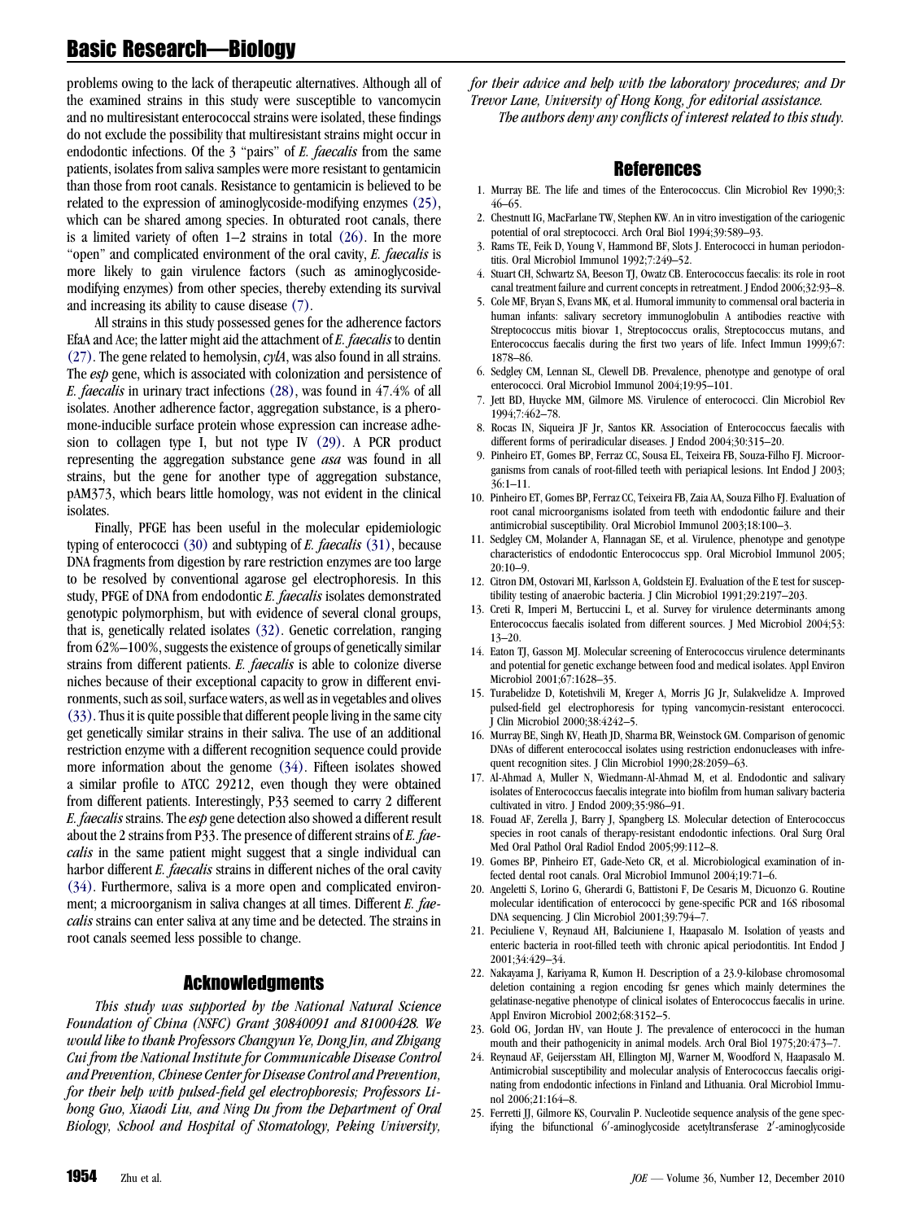problems owing to the lack of therapeutic alternatives. Although all of the examined strains in this study were susceptible to vancomycin and no multiresistant enterococcal strains were isolated, these findings do not exclude the possibility that multiresistant strains might occur in endodontic infections. Of the 3 "pairs" of *E. faecalis* from the same patients, isolates from saliva samples were more resistant to gentamicin than those from root canals. Resistance to gentamicin is believed to be related to the expression of aminoglycoside-modifying enzymes (25), which can be shared among species. In obturated root canals, there is a limited variety of often 1–2 strains in total (26). In the more "open" and complicated environment of the oral cavity, *E. faecalis* is more likely to gain virulence factors (such as aminoglycoside-modifying enzymes) from other species, thereby extending its survival and increasing its ability to cause disease (7).

All strains in this study possessed genes for the adherence factors EfaA and Ace; the latter might aid the attachment of *E. faecalis* to dentin (27). The gene related to hemolysin, *cylA*, was also found in all strains. The *esp* gene, which is associated with colonization and persistence of *E. faecalis* in urinary tract infections (28), was found in 47.4% of all isolates. Another adherence factor, aggregation substance, is a pheromone-inducible surface protein whose expression can increase adhesion to collagen type I, but not type IV (29). A PCR product representing the aggregation substance gene *asa* was found in all strains, but the gene for another type of aggregation substance, pAM373, which bears little homology, was not evident in the clinical isolates.

Finally, PFGE has been useful in the molecular epidemiologic typing of enterococci (30) and subtyping of *E. faecalis* (31), because DNA fragments from digestion by rare restriction enzymes are too large to be resolved by conventional agarose gel electrophoresis. In this study, PFGE of DNA from endodontic *E. faecalis* isolates demonstrated genotypic polymorphism, but with evidence of several clonal groups, that is, genetically related isolates (32). Genetic correlation, ranging from 62%–100%, suggests the existence of groups of genetically similar strains from different patients. *E. faecalis* is able to colonize diverse niches because of their exceptional capacity to grow in different environments, such as soil, surface waters, as well as in vegetables and olives (33). Thus it is quite possible that different people living in the same city get genetically similar strains in their saliva. The use of an additional restriction enzyme with a different recognition sequence could provide more information about the genome (34). Fifteen isolates showed a similar profile to ATCC 29212, even though they were obtained from different patients. Interestingly, P33 seemed to carry 2 different *E. faecalis* strains. The *esp* gene detection also showed a different result about the 2 strains from P33. The presence of different strains of *E. faecalis* in the same patient might suggest that a single individual can harbor different *E. faecalis* strains in different niches of the oral cavity (34). Furthermore, saliva is a more open and complicated environment; a microorganism in saliva changes at all times. Different *E. faecalis* strains can enter saliva at any time and be detected. The strains in root canals seemed less possible to change.

## Acknowledgments

*This study was supported by the National Natural Science Foundation of China (NSFC) Grant 30840091 and 81000428. We would like to thank Professors Changyun Ye, Dong Jin, and Zhigang Cui from the National Institute for Communicable Disease Control and Prevention, Chinese Center for Disease Control and Prevention, for their help with pulsed-field gel electrophoresis; Professors Lihong Guo, Xiaodi Liu, and Ning Du from the Department of Oral Biology, School and Hospital of Stomatology, Peking University, for their advice and help with the laboratory procedures; and Dr Trevor Lane, University of Hong Kong, for editorial assistance.*

*The authors deny any conflicts of interest related to this study.*

## References

1. Murray BE. The life and times of the Enterococcus. Clin Microbiol Rev 1990;3:46–65.
2. Chestnutt IG, MacFarlane TW, Stephen KW. An in vitro investigation of the cariogenic potential of oral streptococci. Arch Oral Biol 1994;39:589–93.
3. Rams TE, Feik D, Young V, Hammond BF, Slots J. Enterococci in human periodontitis. Oral Microbiol Immunol 1992;7:249–52.
4. Stuart CH, Schwartz SA, Beeson TJ, Owatz CB. Enterococcus faecalis: its role in root canal treatment failure and current concepts in retreatment. J Endod 2006;32:93–8.
5. Cole MF, Bryan S, Evans MK, et al. Humoral immunity to commensal oral bacteria in human infants: salivary secretory immunoglobulin A antibodies reactive with Streptococcus mitis biovar 1, Streptococcus oralis, Streptococcus mutans, and Enterococcus faecalis during the first two years of life. Infect Immun 1999;67:1878–86.
6. Sedgley CM, Lennan SL, Clewell DB. Prevalence, phenotype and genotype of oral enterococci. Oral Microbiol Immunol 2004;19:95–101.
7. Jett BD, Huycke MM, Gilmore MS. Virulence of enterococci. Clin Microbiol Rev 1994;7:462–78.
8. Rocas IN, Siqueira JF Jr, Santos KR. Association of Enterococcus faecalis with different forms of periradicular diseases. J Endod 2004;30:315–20.
9. Pinheiro ET, Gomes BP, Ferraz CC, Sousa EL, Teixeira FB, Souza-Filho FJ. Microorganisms from canals of root-filled teeth with periapical lesions. Int Endod J 2003;36:1–11.
10. Pinheiro ET, Gomes BP, Ferraz CC, Teixeira FB, Zaia AA, Souza Filho FJ. Evaluation of root canal microorganisms isolated from teeth with endodontic failure and their antimicrobial susceptibility. Oral Microbiol Immunol 2003;18:100–3.
11. Sedgley CM, Molander A, Flannagan SE, et al. Virulence, phenotype and genotype characteristics of endodontic Enterococcus spp. Oral Microbiol Immunol 2005;20:10–9.
12. Citron DM, Ostovari MI, Karlsson A, Goldstein EJ. Evaluation of the E test for susceptibility testing of anaerobic bacteria. J Clin Microbiol 1991;29:2197–203.
13. Creti R, Imperi M, Bertuccini L, et al. Survey for virulence determinants among Enterococcus faecalis isolated from different sources. J Med Microbiol 2004;53:13–20.
14. Eaton TJ, Gasson MJ. Molecular screening of Enterococcus virulence determinants and potential for genetic exchange between food and medical isolates. Appl Environ Microbiol 2001;67:1628–35.
15. Turabelidze D, Kotetishvili M, Kreger A, Morris JG Jr, Sulakvelidze A. Improved pulsed-field gel electrophoresis for typing vancomycin-resistant enterococci. J Clin Microbiol 2000;38:4242–5.
16. Murray BE, Singh KV, Heath JD, Sharma BR, Weinstock GM. Comparison of genomic DNAs of different enterococcal isolates using restriction endonucleases with infrequent recognition sites. J Clin Microbiol 1990;28:2059–63.
17. Al-Ahmad A, Muller N, Wiedmann-Al-Ahmad M, et al. Endodontic and salivary isolates of Enterococcus faecalis integrate into biofilm from human salivary bacteria cultivated in vitro. J Endod 2009;35:986–91.
18. Fouad AF, Zerella J, Barry J, Spangberg LS. Molecular detection of Enterococcus species in root canals of therapy-resistant endodontic infections. Oral Surg Oral Med Oral Pathol Oral Radiol Endod 2005;99:112–8.
19. Gomes BP, Pinheiro ET, Gade-Neto CR, et al. Microbiological examination of infected dental root canals. Oral Microbiol Immunol 2004;19:71–6.
20. Angeletti S, Lorino G, Gherardi G, Battistoni F, De Cesaris M, Dicuonzo G. Routine molecular identification of enterococci by gene-specific PCR and 16S ribosomal DNA sequencing. J Clin Microbiol 2001;39:794–7.
21. Peciuliene V, Reynaud AH, Balciuniene I, Haapasalo M. Isolation of yeasts and enteric bacteria in root-filled teeth with chronic apical periodontitis. Int Endod J 2001;34:429–34.
22. Nakayama J, Kariyama R, Kumon H. Description of a 23.9-kilobase chromosomal deletion containing a region encoding fsr genes which mainly determines the gelatinase-negative phenotype of clinical isolates of Enterococcus faecalis in urine. Appl Environ Microbiol 2002;68:3152–5.
23. Gold OG, Jordan HV, van Houte J. The prevalence of enterococci in the human mouth and their pathogenicity in animal models. Arch Oral Biol 1975;20:473–7.
24. Reynaud AF, Geijersstam AH, Ellington MJ, Warner M, Woodford N, Haapasalo M. Antimicrobial susceptibility and molecular analysis of Enterococcus faecalis originating from endodontic infections in Finland and Lithuania. Oral Microbiol Immunol 2006;21:164–8.
25. Ferretti JJ, Gilmore KS, Courvalin P. Nucleotide sequence analysis of the gene specifying the bifunctional 6′-aminoglycoside acetyltransferase 2′-aminoglycoside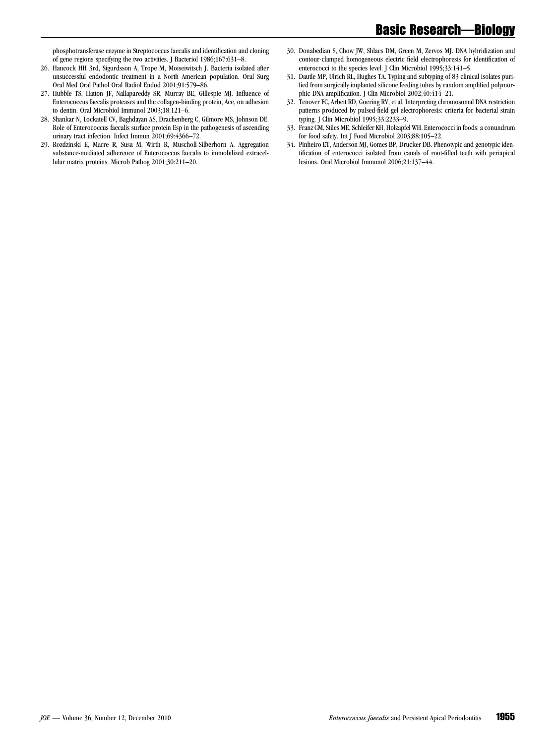phosphotransferase enzyme in Streptococcus faecalis and identification and cloning of gene regions specifying the two activities. J Bacteriol 1986;167:631–8.

26. Hancock HH 3rd, Sigurdsson A, Trope M, Moiseiwitsch J. Bacteria isolated after unsuccessful endodontic treatment in a North American population. Oral Surg Oral Med Oral Pathol Oral Radiol Endod 2001;91:579–86.
27. Hubble TS, Hatton JF, Nallapareddy SR, Murray BE, Gillespie MJ. Influence of Enterococcus faecalis proteases and the collagen-binding protein, Ace, on adhesion to dentin. Oral Microbiol Immunol 2003;18:121–6.
28. Shankar N, Lockatell CV, Baghdayan AS, Drachenberg C, Gilmore MS, Johnson DE. Role of Enterococcus faecalis surface protein Esp in the pathogenesis of ascending urinary tract infection. Infect Immun 2001;69:4366–72.
29. Rozdzinski E, Marre R, Susa M, Wirth R, Muscholl-Silberhorn A. Aggregation substance-mediated adherence of Enterococcus faecalis to immobilized extracellular matrix proteins. Microb Pathog 2001;30:211–20.
30. Donabedian S, Chow JW, Shlaes DM, Green M, Zervos MJ. DNA hybridization and contour-clamped homogeneous electric field electrophoresis for identification of enterococci to the species level. J Clin Microbiol 1995;33:141–5.
31. Dautle MP, Ulrich RL, Hughes TA. Typing and subtyping of 83 clinical isolates purified from surgically implanted silicone feeding tubes by random amplified polymorphic DNA amplification. J Clin Microbiol 2002;40:414–21.
32. Tenover FC, Arbeit RD, Goering RV, et al. Interpreting chromosomal DNA restriction patterns produced by pulsed-field gel electrophoresis: criteria for bacterial strain typing. J Clin Microbiol 1995;33:2233–9.
33. Franz CM, Stiles ME, Schleifer KH, Holzapfel WH. Enterococci in foods: a conundrum for food safety. Int J Food Microbiol 2003;88:105–22.
34. Pinheiro ET, Anderson MJ, Gomes BP, Drucker DB. Phenotypic and genotypic identification of enterococci isolated from canals of root-filled teeth with periapical lesions. Oral Microbiol Immunol 2006;21:137–44.